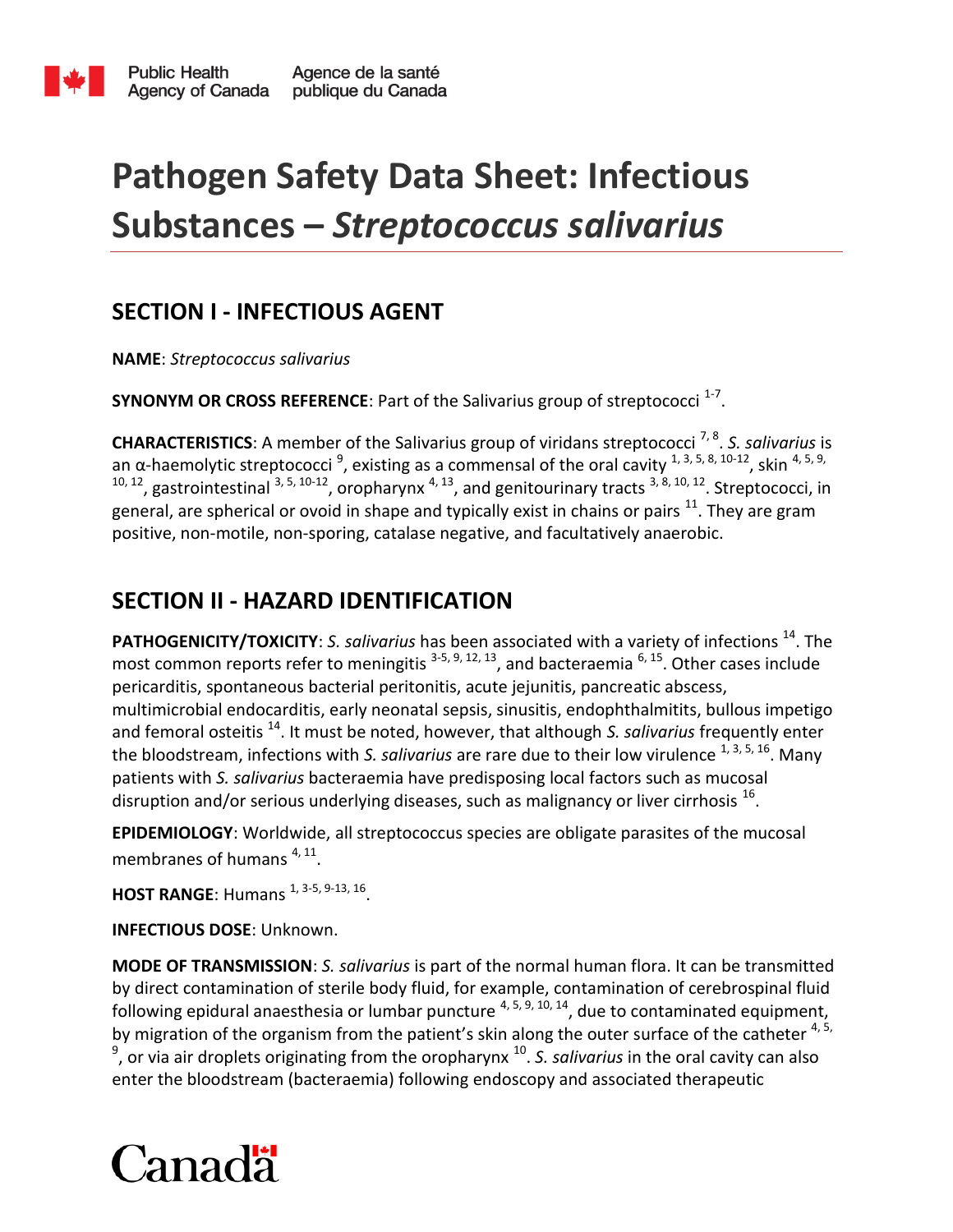# Pathogen Safety Data Sheet: Infectious Substances – *Streptococcus salivarius*

## SECTION I - INFECTIOUS AGENT

**NAME**: *Streptococcus salivarius*

**SYNONYM OR CROSS REFERENCE**: Part of the Salivarius group of streptococci [1-7].

**CHARACTERISTICS**: A member of the Salivarius group of viridans streptococci [7, 8]. *S. salivarius* is an α-haemolytic streptococci [9], existing as a commensal of the oral cavity [1, 3, 5, 8, 10-12], skin [4, 5, 9, 10, 12], gastrointestinal [3, 5, 10-12], oropharynx [4, 13], and genitourinary tracts [3, 8, 10, 12]. Streptococci, in general, are spherical or ovoid in shape and typically exist in chains or pairs [11]. They are gram positive, non-motile, non-sporing, catalase negative, and facultatively anaerobic.

## SECTION II - HAZARD IDENTIFICATION

**PATHOGENICITY/TOXICITY**: *S. salivarius* has been associated with a variety of infections [14]. The most common reports refer to meningitis [3-5, 9, 12, 13], and bacteraemia [6, 15]. Other cases include pericarditis, spontaneous bacterial peritonitis, acute jejunitis, pancreatic abscess, multimicrobial endocarditis, early neonatal sepsis, sinusitis, endophthalmitits, bullous impetigo and femoral osteitis [14]. It must be noted, however, that although *S. salivarius* frequently enter the bloodstream, infections with *S. salivarius* are rare due to their low virulence [1, 3, 5, 16]. Many patients with *S. salivarius* bacteraemia have predisposing local factors such as mucosal disruption and/or serious underlying diseases, such as malignancy or liver cirrhosis [16].

**EPIDEMIOLOGY**: Worldwide, all streptococcus species are obligate parasites of the mucosal membranes of humans [4, 11].

**HOST RANGE**: Humans [1, 3-5, 9-13, 16].

**INFECTIOUS DOSE**: Unknown.

**MODE OF TRANSMISSION**: *S. salivarius* is part of the normal human flora. It can be transmitted by direct contamination of sterile body fluid, for example, contamination of cerebrospinal fluid following epidural anaesthesia or lumbar puncture [4, 5, 9, 10, 14], due to contaminated equipment, by migration of the organism from the patient's skin along the outer surface of the catheter [4, 5, 9], or via air droplets originating from the oropharynx [10]. *S. salivarius* in the oral cavity can also enter the bloodstream (bacteraemia) following endoscopy and associated therapeutic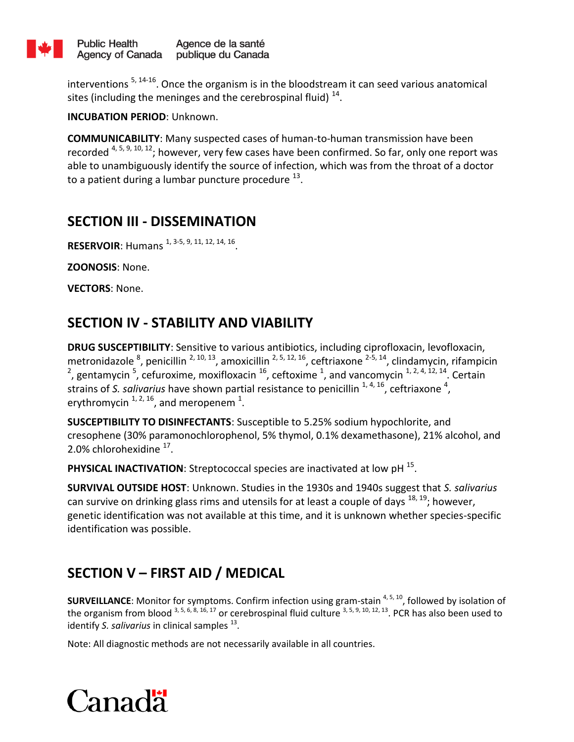interventions [5, 14-16]. Once the organism is in the bloodstream it can seed various anatomical sites (including the meninges and the cerebrospinal fluid) [14].

**INCUBATION PERIOD**: Unknown.

**COMMUNICABILITY**: Many suspected cases of human-to-human transmission have been recorded [4, 5, 9, 10, 12]; however, very few cases have been confirmed. So far, only one report was able to unambiguously identify the source of infection, which was from the throat of a doctor to a patient during a lumbar puncture procedure [13].

## SECTION III - DISSEMINATION

**RESERVOIR**: Humans [1, 3-5, 9, 11, 12, 14, 16].

**ZOONOSIS**: None.

**VECTORS**: None.

## SECTION IV - STABILITY AND VIABILITY

**DRUG SUSCEPTIBILITY**: Sensitive to various antibiotics, including ciprofloxacin, levofloxacin, metronidazole [8], penicillin [2, 10, 13], amoxicillin [2, 5, 12, 16], ceftriaxone [2-5, 14], clindamycin, rifampicin [2], gentamycin [5], cefuroxime, moxifloxacin [16], ceftoxime [1], and vancomycin [1, 2, 4, 12, 14]. Certain strains of *S. salivarius* have shown partial resistance to penicillin [1, 4, 16], ceftriaxone [4], erythromycin [1, 2, 16], and meropenem [1].

**SUSCEPTIBILITY TO DISINFECTANTS**: Susceptible to 5.25% sodium hypochlorite, and cresophene (30% paramonochlorophenol, 5% thymol, 0.1% dexamethasone), 21% alcohol, and 2.0% chlorhexidine [17].

**PHYSICAL INACTIVATION**: Streptococcal species are inactivated at low pH [15].

**SURVIVAL OUTSIDE HOST**: Unknown. Studies in the 1930s and 1940s suggest that *S. salivarius* can survive on drinking glass rims and utensils for at least a couple of days [18, 19]; however, genetic identification was not available at this time, and it is unknown whether species-specific identification was possible.

## SECTION V – FIRST AID / MEDICAL

**SURVEILLANCE**: Monitor for symptoms. Confirm infection using gram-stain [4, 5, 10], followed by isolation of the organism from blood [3, 5, 6, 8, 16, 17] or cerebrospinal fluid culture [3, 5, 9, 10, 12, 13]. PCR has also been used to identify *S. salivarius* in clinical samples [13].

Note: All diagnostic methods are not necessarily available in all countries.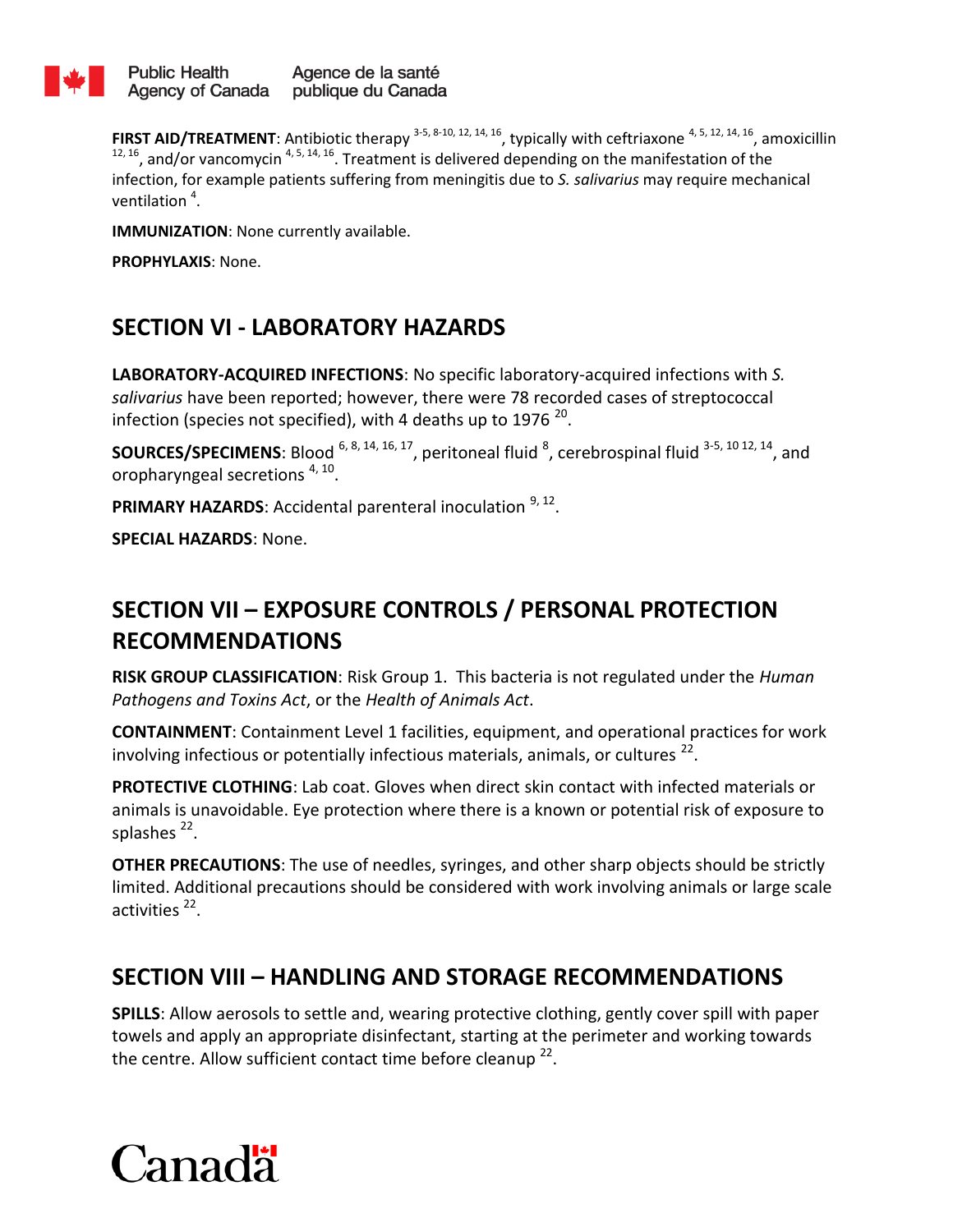**FIRST AID/TREATMENT**: Antibiotic therapy [3-5, 8-10, 12, 14, 16], typically with ceftriaxone [4, 5, 12, 14, 16], amoxicillin [12, 16], and/or vancomycin [4, 5, 14, 16]. Treatment is delivered depending on the manifestation of the infection, for example patients suffering from meningitis due to *S. salivarius* may require mechanical ventilation [4].

**IMMUNIZATION**: None currently available.

**PROPHYLAXIS**: None.

## SECTION VI - LABORATORY HAZARDS

**LABORATORY-ACQUIRED INFECTIONS**: No specific laboratory-acquired infections with *S. salivarius* have been reported; however, there were 78 recorded cases of streptococcal infection (species not specified), with 4 deaths up to 1976 [20].

**SOURCES/SPECIMENS**: Blood [6, 8, 14, 16, 17], peritoneal fluid [8], cerebrospinal fluid [3-5, 10 12, 14], and oropharyngeal secretions [4, 10].

**PRIMARY HAZARDS**: Accidental parenteral inoculation [9, 12].

**SPECIAL HAZARDS**: None.

## SECTION VII – EXPOSURE CONTROLS / PERSONAL PROTECTION RECOMMENDATIONS

**RISK GROUP CLASSIFICATION**: Risk Group 1. This bacteria is not regulated under the *Human Pathogens and Toxins Act*, or the *Health of Animals Act*.

**CONTAINMENT**: Containment Level 1 facilities, equipment, and operational practices for work involving infectious or potentially infectious materials, animals, or cultures [22].

**PROTECTIVE CLOTHING**: Lab coat. Gloves when direct skin contact with infected materials or animals is unavoidable. Eye protection where there is a known or potential risk of exposure to splashes [22].

**OTHER PRECAUTIONS**: The use of needles, syringes, and other sharp objects should be strictly limited. Additional precautions should be considered with work involving animals or large scale activities [22].

## SECTION VIII – HANDLING AND STORAGE RECOMMENDATIONS

**SPILLS**: Allow aerosols to settle and, wearing protective clothing, gently cover spill with paper towels and apply an appropriate disinfectant, starting at the perimeter and working towards the centre. Allow sufficient contact time before cleanup [22].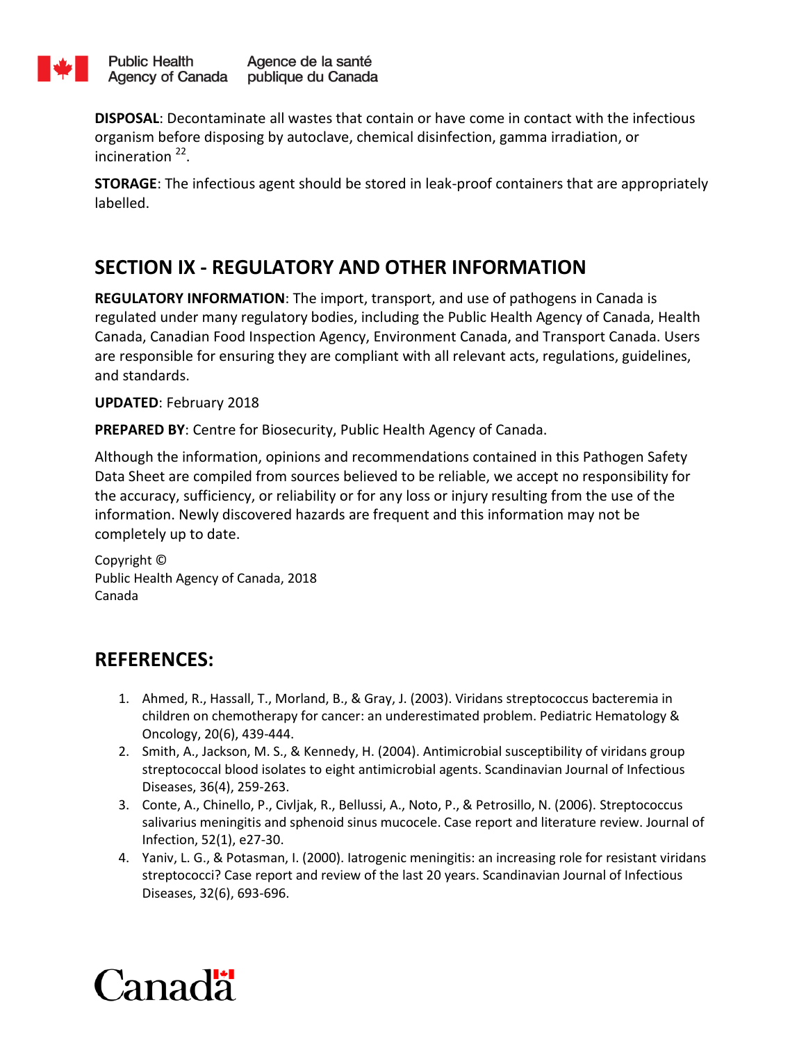**DISPOSAL**: Decontaminate all wastes that contain or have come in contact with the infectious organism before disposing by autoclave, chemical disinfection, gamma irradiation, or incineration [22].

**STORAGE**: The infectious agent should be stored in leak-proof containers that are appropriately labelled.

## SECTION IX - REGULATORY AND OTHER INFORMATION

**REGULATORY INFORMATION**: The import, transport, and use of pathogens in Canada is regulated under many regulatory bodies, including the Public Health Agency of Canada, Health Canada, Canadian Food Inspection Agency, Environment Canada, and Transport Canada. Users are responsible for ensuring they are compliant with all relevant acts, regulations, guidelines, and standards.

**UPDATED**: February 2018

**PREPARED BY**: Centre for Biosecurity, Public Health Agency of Canada.

Although the information, opinions and recommendations contained in this Pathogen Safety Data Sheet are compiled from sources believed to be reliable, we accept no responsibility for the accuracy, sufficiency, or reliability or for any loss or injury resulting from the use of the information. Newly discovered hazards are frequent and this information may not be completely up to date.

Copyright ©
Public Health Agency of Canada, 2018
Canada

## REFERENCES:

1. Ahmed, R., Hassall, T., Morland, B., & Gray, J. (2003). Viridans streptococcus bacteremia in children on chemotherapy for cancer: an underestimated problem. Pediatric Hematology & Oncology, 20(6), 439-444.
2. Smith, A., Jackson, M. S., & Kennedy, H. (2004). Antimicrobial susceptibility of viridans group streptococcal blood isolates to eight antimicrobial agents. Scandinavian Journal of Infectious Diseases, 36(4), 259-263.
3. Conte, A., Chinello, P., Civljak, R., Bellussi, A., Noto, P., & Petrosillo, N. (2006). Streptococcus salivarius meningitis and sphenoid sinus mucocele. Case report and literature review. Journal of Infection, 52(1), e27-30.
4. Yaniv, L. G., & Potasman, I. (2000). Iatrogenic meningitis: an increasing role for resistant viridans streptococci? Case report and review of the last 20 years. Scandinavian Journal of Infectious Diseases, 32(6), 693-696.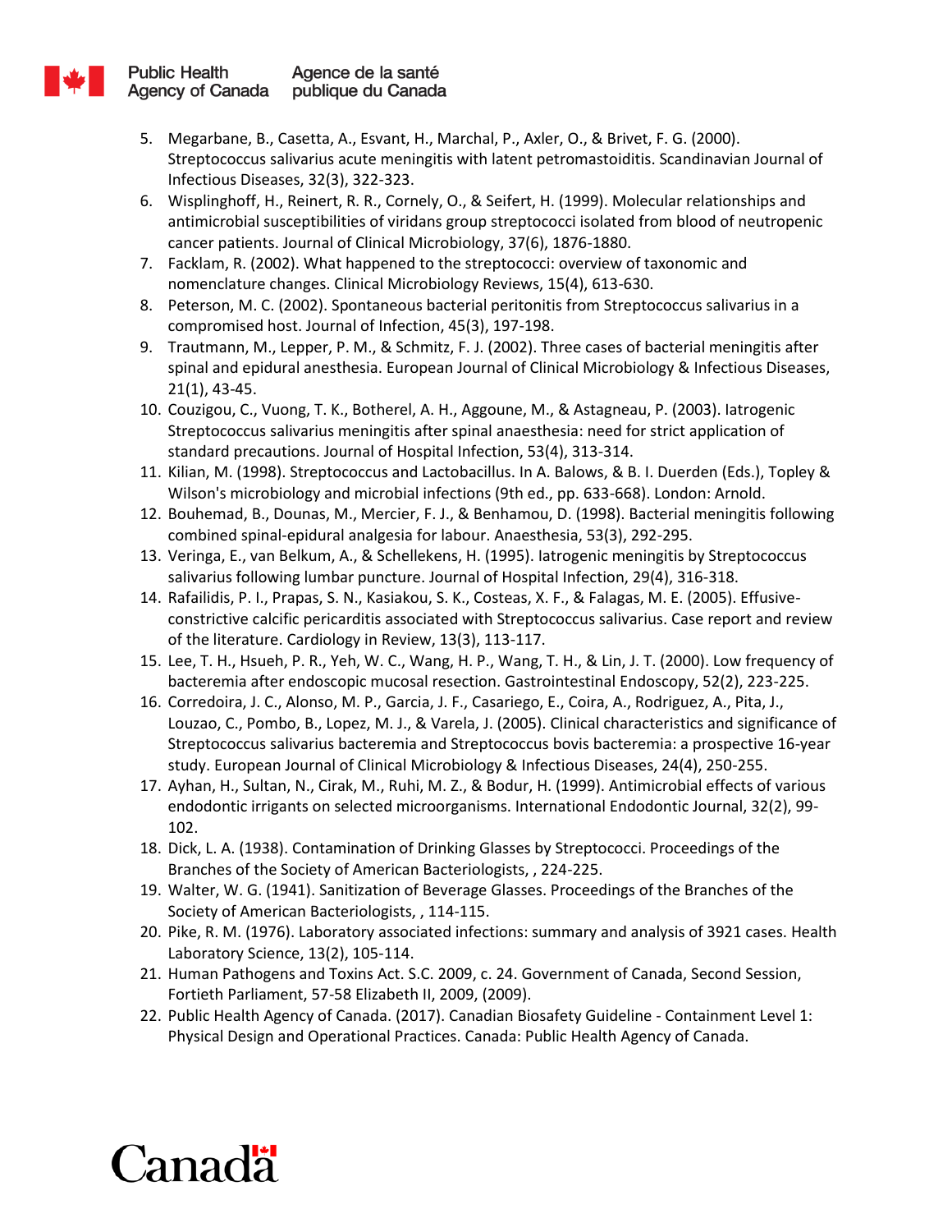5. Megarbane, B., Casetta, A., Esvant, H., Marchal, P., Axler, O., & Brivet, F. G. (2000). Streptococcus salivarius acute meningitis with latent petromastoiditis. Scandinavian Journal of Infectious Diseases, 32(3), 322-323.
6. Wisplinghoff, H., Reinert, R. R., Cornely, O., & Seifert, H. (1999). Molecular relationships and antimicrobial susceptibilities of viridans group streptococci isolated from blood of neutropenic cancer patients. Journal of Clinical Microbiology, 37(6), 1876-1880.
7. Facklam, R. (2002). What happened to the streptococci: overview of taxonomic and nomenclature changes. Clinical Microbiology Reviews, 15(4), 613-630.
8. Peterson, M. C. (2002). Spontaneous bacterial peritonitis from Streptococcus salivarius in a compromised host. Journal of Infection, 45(3), 197-198.
9. Trautmann, M., Lepper, P. M., & Schmitz, F. J. (2002). Three cases of bacterial meningitis after spinal and epidural anesthesia. European Journal of Clinical Microbiology & Infectious Diseases, 21(1), 43-45.
10. Couzigou, C., Vuong, T. K., Botherel, A. H., Aggoune, M., & Astagneau, P. (2003). Iatrogenic Streptococcus salivarius meningitis after spinal anaesthesia: need for strict application of standard precautions. Journal of Hospital Infection, 53(4), 313-314.
11. Kilian, M. (1998). Streptococcus and Lactobacillus. In A. Balows, & B. I. Duerden (Eds.), Topley & Wilson's microbiology and microbial infections (9th ed., pp. 633-668). London: Arnold.
12. Bouhemad, B., Dounas, M., Mercier, F. J., & Benhamou, D. (1998). Bacterial meningitis following combined spinal-epidural analgesia for labour. Anaesthesia, 53(3), 292-295.
13. Veringa, E., van Belkum, A., & Schellekens, H. (1995). Iatrogenic meningitis by Streptococcus salivarius following lumbar puncture. Journal of Hospital Infection, 29(4), 316-318.
14. Rafailidis, P. I., Prapas, S. N., Kasiakou, S. K., Costeas, X. F., & Falagas, M. E. (2005). Effusive-constrictive calcific pericarditis associated with Streptococcus salivarius. Case report and review of the literature. Cardiology in Review, 13(3), 113-117.
15. Lee, T. H., Hsueh, P. R., Yeh, W. C., Wang, H. P., Wang, T. H., & Lin, J. T. (2000). Low frequency of bacteremia after endoscopic mucosal resection. Gastrointestinal Endoscopy, 52(2), 223-225.
16. Corredoira, J. C., Alonso, M. P., Garcia, J. F., Casariego, E., Coira, A., Rodriguez, A., Pita, J., Louzao, C., Pombo, B., Lopez, M. J., & Varela, J. (2005). Clinical characteristics and significance of Streptococcus salivarius bacteremia and Streptococcus bovis bacteremia: a prospective 16-year study. European Journal of Clinical Microbiology & Infectious Diseases, 24(4), 250-255.
17. Ayhan, H., Sultan, N., Cirak, M., Ruhi, M. Z., & Bodur, H. (1999). Antimicrobial effects of various endodontic irrigants on selected microorganisms. International Endodontic Journal, 32(2), 99-102.
18. Dick, L. A. (1938). Contamination of Drinking Glasses by Streptococci. Proceedings of the Branches of the Society of American Bacteriologists, , 224-225.
19. Walter, W. G. (1941). Sanitization of Beverage Glasses. Proceedings of the Branches of the Society of American Bacteriologists, , 114-115.
20. Pike, R. M. (1976). Laboratory associated infections: summary and analysis of 3921 cases. Health Laboratory Science, 13(2), 105-114.
21. Human Pathogens and Toxins Act. S.C. 2009, c. 24. Government of Canada, Second Session, Fortieth Parliament, 57-58 Elizabeth II, 2009, (2009).
22. Public Health Agency of Canada. (2017). Canadian Biosafety Guideline - Containment Level 1: Physical Design and Operational Practices. Canada: Public Health Agency of Canada.